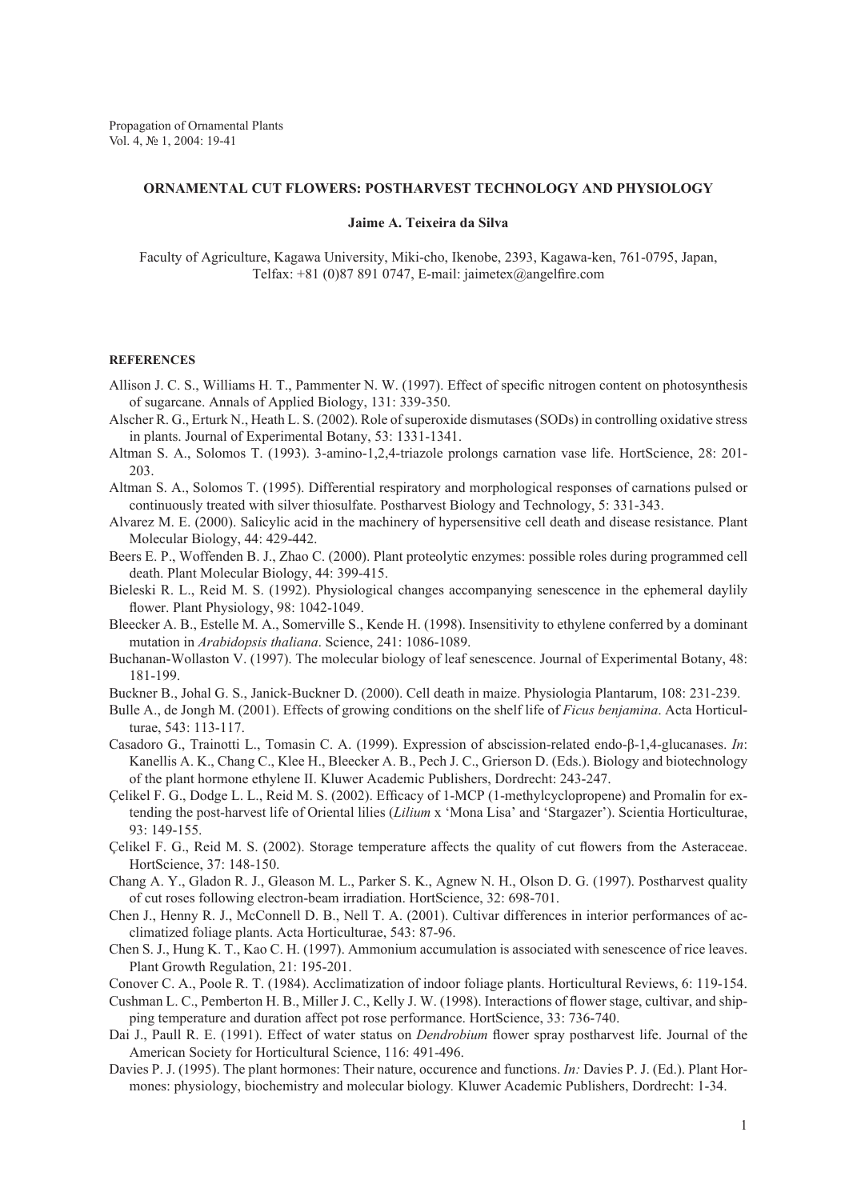Propagation of Ornamental Plants
Vol. 4, № 1, 2004: 19-41

# ORNAMENTAL CUT FLOWERS: POSTHARVEST TECHNOLOGY AND PHYSIOLOGY

**Jaime A. Teixeira da Silva**

Faculty of Agriculture, Kagawa University, Miki-cho, Ikenobe, 2393, Kagawa-ken, 761-0795, Japan, Telfax: +81 (0)87 891 0747, E-mail: jaimetex@angelfire.com

## REFERENCES

Allison J. C. S., Williams H. T., Pammenter N. W. (1997). Effect of specific nitrogen content on photosynthesis of sugarcane. Annals of Applied Biology, 131: 339-350.

Alscher R. G., Erturk N., Heath L. S. (2002). Role of superoxide dismutases (SODs) in controlling oxidative stress in plants. Journal of Experimental Botany, 53: 1331-1341.

Altman S. A., Solomos T. (1993). 3-amino-1,2,4-triazole prolongs carnation vase life. HortScience, 28: 201-203.

Altman S. A., Solomos T. (1995). Differential respiratory and morphological responses of carnations pulsed or continuously treated with silver thiosulfate. Postharvest Biology and Technology, 5: 331-343.

Alvarez M. E. (2000). Salicylic acid in the machinery of hypersensitive cell death and disease resistance. Plant Molecular Biology, 44: 429-442.

Beers E. P., Woffenden B. J., Zhao C. (2000). Plant proteolytic enzymes: possible roles during programmed cell death. Plant Molecular Biology, 44: 399-415.

Bieleski R. L., Reid M. S. (1992). Physiological changes accompanying senescence in the ephemeral daylily flower. Plant Physiology, 98: 1042-1049.

Bleecker A. B., Estelle M. A., Somerville S., Kende H. (1998). Insensitivity to ethylene conferred by a dominant mutation in *Arabidopsis thaliana*. Science, 241: 1086-1089.

Buchanan-Wollaston V. (1997). The molecular biology of leaf senescence. Journal of Experimental Botany, 48: 181-199.

Buckner B., Johal G. S., Janick-Buckner D. (2000). Cell death in maize. Physiologia Plantarum, 108: 231-239.

Bulle A., de Jongh M. (2001). Effects of growing conditions on the shelf life of *Ficus benjamina*. Acta Horticulturae, 543: 113-117.

Casadoro G., Trainotti L., Tomasin C. A. (1999). Expression of abscission-related endo-β-1,4-glucanases. *In*: Kanellis A. K., Chang C., Klee H., Bleecker A. B., Pech J. C., Grierson D. (Eds.). Biology and biotechnology of the plant hormone ethylene II. Kluwer Academic Publishers, Dordrecht: 243-247.

Çelikel F. G., Dodge L. L., Reid M. S. (2002). Efficacy of 1-MCP (1-methylcyclopropene) and Promalin for extending the post-harvest life of Oriental lilies (*Lilium* x 'Mona Lisa' and 'Stargazer'). Scientia Horticulturae, 93: 149-155.

Çelikel F. G., Reid M. S. (2002). Storage temperature affects the quality of cut flowers from the Asteraceae. HortScience, 37: 148-150.

Chang A. Y., Gladon R. J., Gleason M. L., Parker S. K., Agnew N. H., Olson D. G. (1997). Postharvest quality of cut roses following electron-beam irradiation. HortScience, 32: 698-701.

Chen J., Henny R. J., McConnell D. B., Nell T. A. (2001). Cultivar differences in interior performances of acclimatized foliage plants. Acta Horticulturae, 543: 87-96.

Chen S. J., Hung K. T., Kao C. H. (1997). Ammonium accumulation is associated with senescence of rice leaves. Plant Growth Regulation, 21: 195-201.

Conover C. A., Poole R. T. (1984). Acclimatization of indoor foliage plants. Horticultural Reviews, 6: 119-154.

Cushman L. C., Pemberton H. B., Miller J. C., Kelly J. W. (1998). Interactions of flower stage, cultivar, and shipping temperature and duration affect pot rose performance. HortScience, 33: 736-740.

Dai J., Paull R. E. (1991). Effect of water status on *Dendrobium* flower spray postharvest life. Journal of the American Society for Horticultural Science, 116: 491-496.

Davies P. J. (1995). The plant hormones: Their nature, occurence and functions. *In:* Davies P. J. (Ed.). Plant Hormones: physiology, biochemistry and molecular biology. Kluwer Academic Publishers, Dordrecht: 1-34.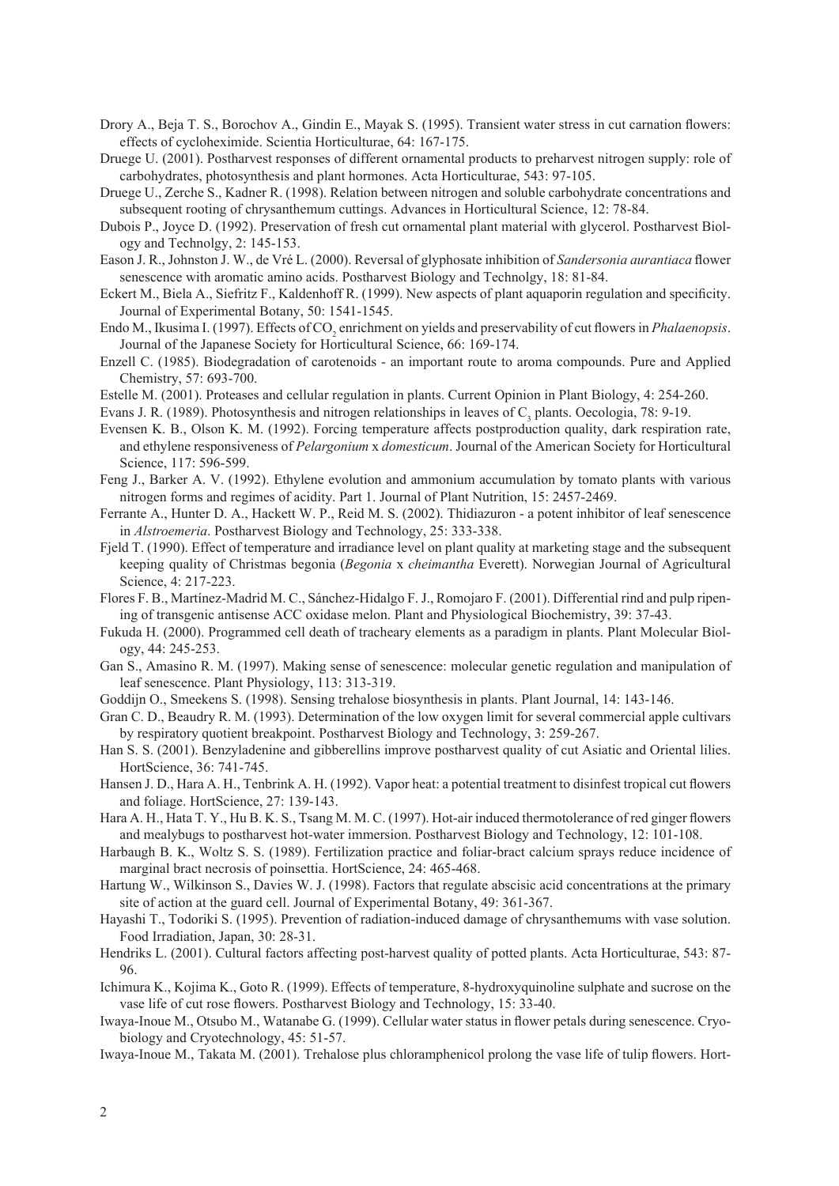Drory A., Beja T. S., Borochov A., Gindin E., Mayak S. (1995). Transient water stress in cut carnation flowers: effects of cycloheximide. Scientia Horticulturae, 64: 167-175.

Druege U. (2001). Postharvest responses of different ornamental products to preharvest nitrogen supply: role of carbohydrates, photosynthesis and plant hormones. Acta Horticulturae, 543: 97-105.

Druege U., Zerche S., Kadner R. (1998). Relation between nitrogen and soluble carbohydrate concentrations and subsequent rooting of chrysanthemum cuttings. Advances in Horticultural Science, 12: 78-84.

Dubois P., Joyce D. (1992). Preservation of fresh cut ornamental plant material with glycerol. Postharvest Biology and Technolgy, 2: 145-153.

Eason J. R., Johnston J. W., de Vré L. (2000). Reversal of glyphosate inhibition of *Sandersonia aurantiaca* flower senescence with aromatic amino acids. Postharvest Biology and Technolgy, 18: 81-84.

Eckert M., Biela A., Siefritz F., Kaldenhoff R. (1999). New aspects of plant aquaporin regulation and specificity. Journal of Experimental Botany, 50: 1541-1545.

Endo M., Ikusima I. (1997). Effects of $CO_2$ enrichment on yields and preservability of cut flowers in *Phalaenopsis*. Journal of the Japanese Society for Horticultural Science, 66: 169-174.

Enzell C. (1985). Biodegradation of carotenoids - an important route to aroma compounds. Pure and Applied Chemistry, 57: 693-700.

Estelle M. (2001). Proteases and cellular regulation in plants. Current Opinion in Plant Biology, 4: 254-260.

Evans J. R. (1989). Photosynthesis and nitrogen relationships in leaves of $C_3$ plants. Oecologia, 78: 9-19.

Evensen K. B., Olson K. M. (1992). Forcing temperature affects postproduction quality, dark respiration rate, and ethylene responsiveness of *Pelargonium* x *domesticum*. Journal of the American Society for Horticultural Science, 117: 596-599.

Feng J., Barker A. V. (1992). Ethylene evolution and ammonium accumulation by tomato plants with various nitrogen forms and regimes of acidity. Part 1. Journal of Plant Nutrition, 15: 2457-2469.

Ferrante A., Hunter D. A., Hackett W. P., Reid M. S. (2002). Thidiazuron - a potent inhibitor of leaf senescence in *Alstroemeria*. Postharvest Biology and Technology, 25: 333-338.

Fjeld T. (1990). Effect of temperature and irradiance level on plant quality at marketing stage and the subsequent keeping quality of Christmas begonia (*Begonia* x *cheimantha* Everett). Norwegian Journal of Agricultural Science, 4: 217-223.

Flores F. B., Martínez-Madrid M. C., Sánchez-Hidalgo F. J., Romojaro F. (2001). Differential rind and pulp ripening of transgenic antisense ACC oxidase melon. Plant and Physiological Biochemistry, 39: 37-43.

Fukuda H. (2000). Programmed cell death of tracheary elements as a paradigm in plants. Plant Molecular Biology, 44: 245-253.

Gan S., Amasino R. M. (1997). Making sense of senescence: molecular genetic regulation and manipulation of leaf senescence. Plant Physiology, 113: 313-319.

Goddijn O., Smeekens S. (1998). Sensing trehalose biosynthesis in plants. Plant Journal, 14: 143-146.

Gran C. D., Beaudry R. M. (1993). Determination of the low oxygen limit for several commercial apple cultivars by respiratory quotient breakpoint. Postharvest Biology and Technology, 3: 259-267.

Han S. S. (2001). Benzyladenine and gibberellins improve postharvest quality of cut Asiatic and Oriental lilies. HortScience, 36: 741-745.

Hansen J. D., Hara A. H., Tenbrink A. H. (1992). Vapor heat: a potential treatment to disinfest tropical cut flowers and foliage. HortScience, 27: 139-143.

Hara A. H., Hata T. Y., Hu B. K. S., Tsang M. M. C. (1997). Hot-air induced thermotolerance of red ginger flowers and mealybugs to postharvest hot-water immersion. Postharvest Biology and Technology, 12: 101-108.

Harbaugh B. K., Woltz S. S. (1989). Fertilization practice and foliar-bract calcium sprays reduce incidence of marginal bract necrosis of poinsettia. HortScience, 24: 465-468.

Hartung W., Wilkinson S., Davies W. J. (1998). Factors that regulate abscisic acid concentrations at the primary site of action at the guard cell. Journal of Experimental Botany, 49: 361-367.

Hayashi T., Todoriki S. (1995). Prevention of radiation-induced damage of chrysanthemums with vase solution. Food Irradiation, Japan, 30: 28-31.

Hendriks L. (2001). Cultural factors affecting post-harvest quality of potted plants. Acta Horticulturae, 543: 87-96.

Ichimura K., Kojima K., Goto R. (1999). Effects of temperature, 8-hydroxyquinoline sulphate and sucrose on the vase life of cut rose flowers. Postharvest Biology and Technology, 15: 33-40.

Iwaya-Inoue M., Otsubo M., Watanabe G. (1999). Cellular water status in flower petals during senescence. Cryobiology and Cryotechnology, 45: 51-57.

Iwaya-Inoue M., Takata M. (2001). Trehalose plus chloramphenicol prolong the vase life of tulip flowers. Hort-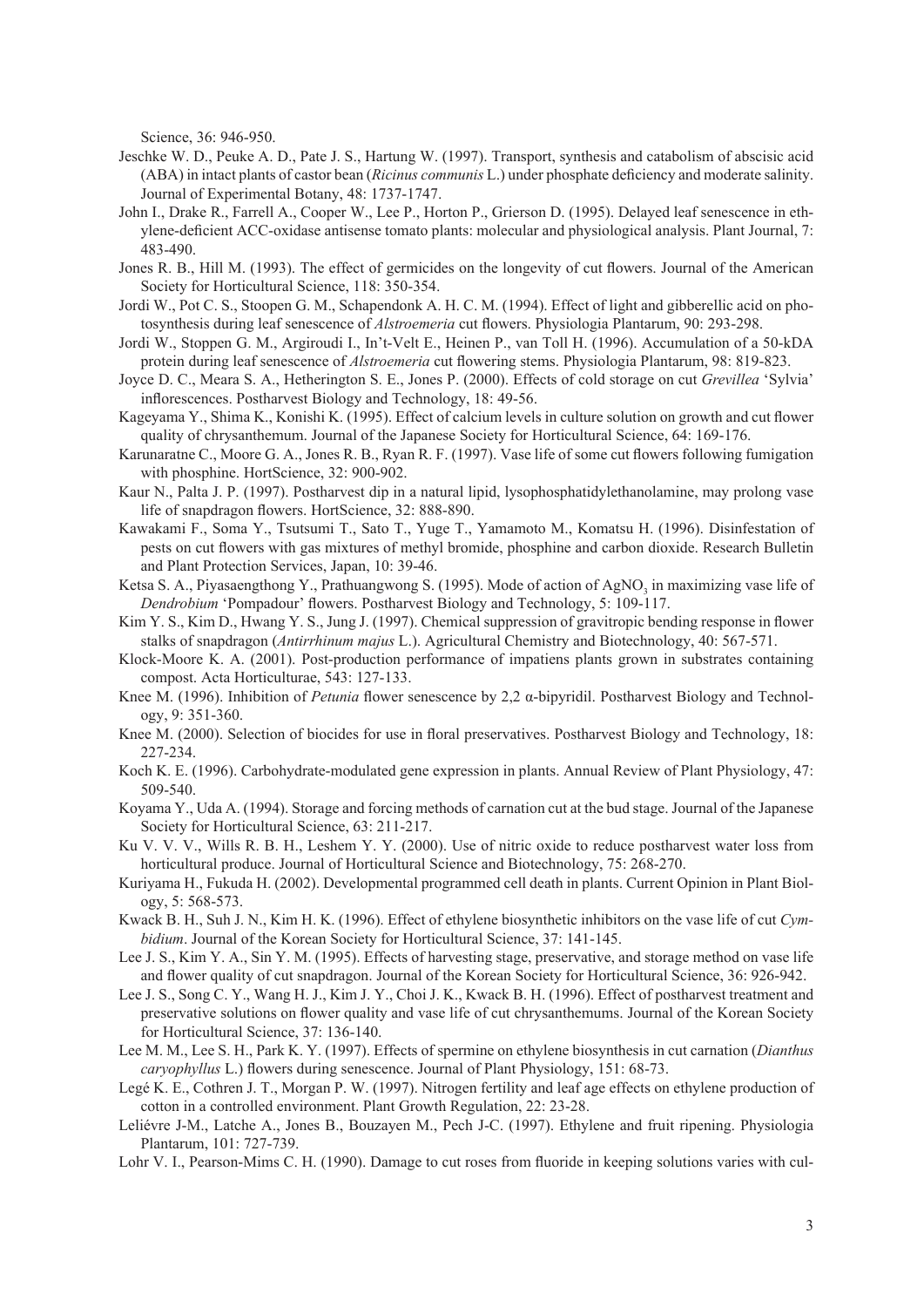Science, 36: 946-950.

Jeschke W. D., Peuke A. D., Pate J. S., Hartung W. (1997). Transport, synthesis and catabolism of abscisic acid (ABA) in intact plants of castor bean (*Ricinus communis* L.) under phosphate deficiency and moderate salinity. Journal of Experimental Botany, 48: 1737-1747.

John I., Drake R., Farrell A., Cooper W., Lee P., Horton P., Grierson D. (1995). Delayed leaf senescence in ethylene-deficient ACC-oxidase antisense tomato plants: molecular and physiological analysis. Plant Journal, 7: 483-490.

Jones R. B., Hill M. (1993). The effect of germicides on the longevity of cut flowers. Journal of the American Society for Horticultural Science, 118: 350-354.

Jordi W., Pot C. S., Stoopen G. M., Schapendonk A. H. C. M. (1994). Effect of light and gibberellic acid on photosynthesis during leaf senescence of *Alstroemeria* cut flowers. Physiologia Plantarum, 90: 293-298.

Jordi W., Stoppen G. M., Argiroudi I., In't-Velt E., Heinen P., van Toll H. (1996). Accumulation of a 50-kDA protein during leaf senescence of *Alstroemeria* cut flowering stems. Physiologia Plantarum, 98: 819-823.

Joyce D. C., Meara S. A., Hetherington S. E., Jones P. (2000). Effects of cold storage on cut *Grevillea* 'Sylvia' inflorescences. Postharvest Biology and Technology, 18: 49-56.

Kageyama Y., Shima K., Konishi K. (1995). Effect of calcium levels in culture solution on growth and cut flower quality of chrysanthemum. Journal of the Japanese Society for Horticultural Science, 64: 169-176.

Karunaratne C., Moore G. A., Jones R. B., Ryan R. F. (1997). Vase life of some cut flowers following fumigation with phosphine. HortScience, 32: 900-902.

Kaur N., Palta J. P. (1997). Postharvest dip in a natural lipid, lysophosphatidylethanolamine, may prolong vase life of snapdragon flowers. HortScience, 32: 888-890.

Kawakami F., Soma Y., Tsutsumi T., Sato T., Yuge T., Yamamoto M., Komatsu H. (1996). Disinfestation of pests on cut flowers with gas mixtures of methyl bromide, phosphine and carbon dioxide. Research Bulletin and Plant Protection Services, Japan, 10: 39-46.

Ketsa S. A., Piyasaengthong Y., Prathuangwong S. (1995). Mode of action of $AgNO_3$ in maximizing vase life of *Dendrobium* 'Pompadour' flowers. Postharvest Biology and Technology, 5: 109-117.

Kim Y. S., Kim D., Hwang Y. S., Jung J. (1997). Chemical suppression of gravitropic bending response in flower stalks of snapdragon (*Antirrhinum majus* L.). Agricultural Chemistry and Biotechnology, 40: 567-571.

Klock-Moore K. A. (2001). Post-production performance of impatiens plants grown in substrates containing compost. Acta Horticulturae, 543: 127-133.

Knee M. (1996). Inhibition of *Petunia* flower senescence by 2,2 α-bipyridil. Postharvest Biology and Technology, 9: 351-360.

Knee M. (2000). Selection of biocides for use in floral preservatives. Postharvest Biology and Technology, 18: 227-234.

Koch K. E. (1996). Carbohydrate-modulated gene expression in plants. Annual Review of Plant Physiology, 47: 509-540.

Koyama Y., Uda A. (1994). Storage and forcing methods of carnation cut at the bud stage. Journal of the Japanese Society for Horticultural Science, 63: 211-217.

Ku V. V. V., Wills R. B. H., Leshem Y. Y. (2000). Use of nitric oxide to reduce postharvest water loss from horticultural produce. Journal of Horticultural Science and Biotechnology, 75: 268-270.

Kuriyama H., Fukuda H. (2002). Developmental programmed cell death in plants. Current Opinion in Plant Biology, 5: 568-573.

Kwack B. H., Suh J. N., Kim H. K. (1996). Effect of ethylene biosynthetic inhibitors on the vase life of cut *Cymbidium*. Journal of the Korean Society for Horticultural Science, 37: 141-145.

Lee J. S., Kim Y. A., Sin Y. M. (1995). Effects of harvesting stage, preservative, and storage method on vase life and flower quality of cut snapdragon. Journal of the Korean Society for Horticultural Science, 36: 926-942.

Lee J. S., Song C. Y., Wang H. J., Kim J. Y., Choi J. K., Kwack B. H. (1996). Effect of postharvest treatment and preservative solutions on flower quality and vase life of cut chrysanthemums. Journal of the Korean Society for Horticultural Science, 37: 136-140.

Lee M. M., Lee S. H., Park K. Y. (1997). Effects of spermine on ethylene biosynthesis in cut carnation (*Dianthus caryophyllus* L.) flowers during senescence. Journal of Plant Physiology, 151: 68-73.

Legé K. E., Cothren J. T., Morgan P. W. (1997). Nitrogen fertility and leaf age effects on ethylene production of cotton in a controlled environment. Plant Growth Regulation, 22: 23-28.

Leliévre J-M., Latche A., Jones B., Bouzayen M., Pech J-C. (1997). Ethylene and fruit ripening. Physiologia Plantarum, 101: 727-739.

Lohr V. I., Pearson-Mims C. H. (1990). Damage to cut roses from fluoride in keeping solutions varies with cul-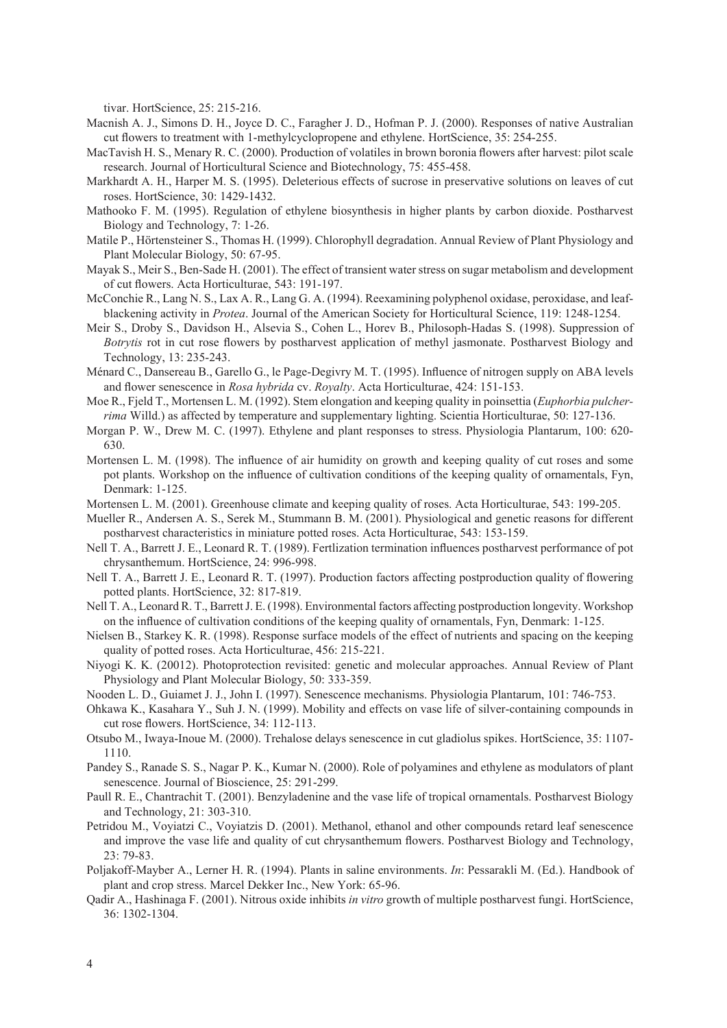tivar. HortScience, 25: 215-216.

Macnish A. J., Simons D. H., Joyce D. C., Faragher J. D., Hofman P. J. (2000). Responses of native Australian cut flowers to treatment with 1-methylcyclopropene and ethylene. HortScience, 35: 254-255.

MacTavish H. S., Menary R. C. (2000). Production of volatiles in brown boronia flowers after harvest: pilot scale research. Journal of Horticultural Science and Biotechnology, 75: 455-458.

Markhardt A. H., Harper M. S. (1995). Deleterious effects of sucrose in preservative solutions on leaves of cut roses. HortScience, 30: 1429-1432.

Mathooko F. M. (1995). Regulation of ethylene biosynthesis in higher plants by carbon dioxide. Postharvest Biology and Technology, 7: 1-26.

Matile P., Hörtensteiner S., Thomas H. (1999). Chlorophyll degradation. Annual Review of Plant Physiology and Plant Molecular Biology, 50: 67-95.

Mayak S., Meir S., Ben-Sade H. (2001). The effect of transient water stress on sugar metabolism and development of cut flowers. Acta Horticulturae, 543: 191-197.

McConchie R., Lang N. S., Lax A. R., Lang G. A. (1994). Reexamining polyphenol oxidase, peroxidase, and leaf-blackening activity in *Protea*. Journal of the American Society for Horticultural Science, 119: 1248-1254.

Meir S., Droby S., Davidson H., Alsevia S., Cohen L., Horev B., Philosoph-Hadas S. (1998). Suppression of *Botrytis* rot in cut rose flowers by postharvest application of methyl jasmonate. Postharvest Biology and Technology, 13: 235-243.

Ménard C., Dansereau B., Garello G., le Page-Degivry M. T. (1995). Influence of nitrogen supply on ABA levels and flower senescence in *Rosa hybrida* cv. *Royalty*. Acta Horticulturae, 424: 151-153.

Moe R., Fjeld T., Mortensen L. M. (1992). Stem elongation and keeping quality in poinsettia (*Euphorbia pulcherrima* Willd.) as affected by temperature and supplementary lighting. Scientia Horticulturae, 50: 127-136.

Morgan P. W., Drew M. C. (1997). Ethylene and plant responses to stress. Physiologia Plantarum, 100: 620-630.

Mortensen L. M. (1998). The influence of air humidity on growth and keeping quality of cut roses and some pot plants. Workshop on the influence of cultivation conditions of the keeping quality of ornamentals, Fyn, Denmark: 1-125.

Mortensen L. M. (2001). Greenhouse climate and keeping quality of roses. Acta Horticulturae, 543: 199-205.

Mueller R., Andersen A. S., Serek M., Stummann B. M. (2001). Physiological and genetic reasons for different postharvest characteristics in miniature potted roses. Acta Horticulturae, 543: 153-159.

Nell T. A., Barrett J. E., Leonard R. T. (1989). Fertlization termination influences postharvest performance of pot chrysanthemum. HortScience, 24: 996-998.

Nell T. A., Barrett J. E., Leonard R. T. (1997). Production factors affecting postproduction quality of flowering potted plants. HortScience, 32: 817-819.

Nell T. A., Leonard R. T., Barrett J. E. (1998). Environmental factors affecting postproduction longevity. Workshop on the influence of cultivation conditions of the keeping quality of ornamentals, Fyn, Denmark: 1-125.

Nielsen B., Starkey K. R. (1998). Response surface models of the effect of nutrients and spacing on the keeping quality of potted roses. Acta Horticulturae, 456: 215-221.

Niyogi K. K. (20012). Photoprotection revisited: genetic and molecular approaches. Annual Review of Plant Physiology and Plant Molecular Biology, 50: 333-359.

Nooden L. D., Guiamet J. J., John I. (1997). Senescence mechanisms. Physiologia Plantarum, 101: 746-753.

Ohkawa K., Kasahara Y., Suh J. N. (1999). Mobility and effects on vase life of silver-containing compounds in cut rose flowers. HortScience, 34: 112-113.

Otsubo M., Iwaya-Inoue M. (2000). Trehalose delays senescence in cut gladiolus spikes. HortScience, 35: 1107-1110.

Pandey S., Ranade S. S., Nagar P. K., Kumar N. (2000). Role of polyamines and ethylene as modulators of plant senescence. Journal of Bioscience, 25: 291-299.

Paull R. E., Chantrachit T. (2001). Benzyladenine and the vase life of tropical ornamentals. Postharvest Biology and Technology, 21: 303-310.

Petridou M., Voyiatzi C., Voyiatzis D. (2001). Methanol, ethanol and other compounds retard leaf senescence and improve the vase life and quality of cut chrysanthemum flowers. Postharvest Biology and Technology, 23: 79-83.

Poljakoff-Mayber A., Lerner H. R. (1994). Plants in saline environments. *In*: Pessarakli M. (Ed.). Handbook of plant and crop stress. Marcel Dekker Inc., New York: 65-96.

Qadir A., Hashinaga F. (2001). Nitrous oxide inhibits *in vitro* growth of multiple postharvest fungi. HortScience, 36: 1302-1304.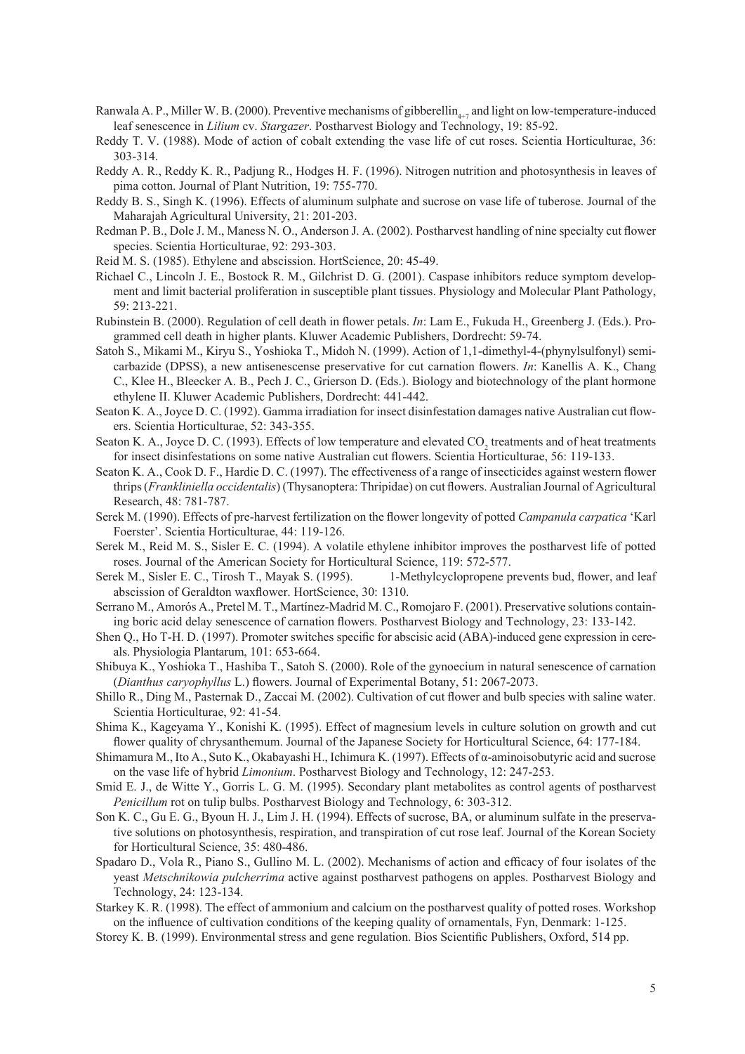Ranwala A. P., Miller W. B. (2000). Preventive mechanisms of gibberellin$_{4+7}$ and light on low-temperature-induced leaf senescence in *Lilium* cv. *Stargazer*. Postharvest Biology and Technology, 19: 85-92.

Reddy T. V. (1988). Mode of action of cobalt extending the vase life of cut roses. Scientia Horticulturae, 36: 303-314.

Reddy A. R., Reddy K. R., Padjung R., Hodges H. F. (1996). Nitrogen nutrition and photosynthesis in leaves of pima cotton. Journal of Plant Nutrition, 19: 755-770.

Reddy B. S., Singh K. (1996). Effects of aluminum sulphate and sucrose on vase life of tuberose. Journal of the Maharajah Agricultural University, 21: 201-203.

Redman P. B., Dole J. M., Maness N. O., Anderson J. A. (2002). Postharvest handling of nine specialty cut flower species. Scientia Horticulturae, 92: 293-303.

Reid M. S. (1985). Ethylene and abscission. HortScience, 20: 45-49.

Richael C., Lincoln J. E., Bostock R. M., Gilchrist D. G. (2001). Caspase inhibitors reduce symptom development and limit bacterial proliferation in susceptible plant tissues. Physiology and Molecular Plant Pathology, 59: 213-221.

Rubinstein B. (2000). Regulation of cell death in flower petals. *In*: Lam E., Fukuda H., Greenberg J. (Eds.). Programmed cell death in higher plants. Kluwer Academic Publishers, Dordrecht: 59-74.

Satoh S., Mikami M., Kiryu S., Yoshioka T., Midoh N. (1999). Action of 1,1-dimethyl-4-(phynylsulfonyl) semicarbazide (DPSS), a new antisenescense preservative for cut carnation flowers. *In*: Kanellis A. K., Chang C., Klee H., Bleecker A. B., Pech J. C., Grierson D. (Eds.). Biology and biotechnology of the plant hormone ethylene II. Kluwer Academic Publishers, Dordrecht: 441-442.

Seaton K. A., Joyce D. C. (1992). Gamma irradiation for insect disinfestation damages native Australian cut flowers. Scientia Horticulturae, 52: 343-355.

Seaton K. A., Joyce D. C. (1993). Effects of low temperature and elevated $CO_2$ treatments and of heat treatments for insect disinfestations on some native Australian cut flowers. Scientia Horticulturae, 56: 119-133.

Seaton K. A., Cook D. F., Hardie D. C. (1997). The effectiveness of a range of insecticides against western flower thrips (*Frankliniella occidentalis*) (Thysanoptera: Thripidae) on cut flowers. Australian Journal of Agricultural Research, 48: 781-787.

Serek M. (1990). Effects of pre-harvest fertilization on the flower longevity of potted *Campanula carpatica* 'Karl Foerster'. Scientia Horticulturae, 44: 119-126.

Serek M., Reid M. S., Sisler E. C. (1994). A volatile ethylene inhibitor improves the postharvest life of potted roses. Journal of the American Society for Horticultural Science, 119: 572-577.

Serek M., Sisler E. C., Tirosh T., Mayak S. (1995). 1-Methylcyclopropene prevents bud, flower, and leaf abscission of Geraldton waxflower. HortScience, 30: 1310.

Serrano M., Amorós A., Pretel M. T., Martínez-Madrid M. C., Romojaro F. (2001). Preservative solutions containing boric acid delay senescence of carnation flowers. Postharvest Biology and Technology, 23: 133-142.

Shen Q., Ho T-H. D. (1997). Promoter switches specific for abscisic acid (ABA)-induced gene expression in cereals. Physiologia Plantarum, 101: 653-664.

Shibuya K., Yoshioka T., Hashiba T., Satoh S. (2000). Role of the gynoecium in natural senescence of carnation (*Dianthus caryophyllus* L.) flowers. Journal of Experimental Botany, 51: 2067-2073.

Shillo R., Ding M., Pasternak D., Zaccai M. (2002). Cultivation of cut flower and bulb species with saline water. Scientia Horticulturae, 92: 41-54.

Shima K., Kageyama Y., Konishi K. (1995). Effect of magnesium levels in culture solution on growth and cut flower quality of chrysanthemum. Journal of the Japanese Society for Horticultural Science, 64: 177-184.

Shimamura M., Ito A., Suto K., Okabayashi H., Ichimura K. (1997). Effects of α-aminoisobutyric acid and sucrose on the vase life of hybrid *Limonium*. Postharvest Biology and Technology, 12: 247-253.

Smid E. J., de Witte Y., Gorris L. G. M. (1995). Secondary plant metabolites as control agents of postharvest *Penicillum* rot on tulip bulbs. Postharvest Biology and Technology, 6: 303-312.

Son K. C., Gu E. G., Byoun H. J., Lim J. H. (1994). Effects of sucrose, BA, or aluminum sulfate in the preservative solutions on photosynthesis, respiration, and transpiration of cut rose leaf. Journal of the Korean Society for Horticultural Science, 35: 480-486.

Spadaro D., Vola R., Piano S., Gullino M. L. (2002). Mechanisms of action and efficacy of four isolates of the yeast *Metschnikowia pulcherrima* active against postharvest pathogens on apples. Postharvest Biology and Technology, 24: 123-134.

Starkey K. R. (1998). The effect of ammonium and calcium on the postharvest quality of potted roses. Workshop on the influence of cultivation conditions of the keeping quality of ornamentals, Fyn, Denmark: 1-125.

Storey K. B. (1999). Environmental stress and gene regulation. Bios Scientific Publishers, Oxford, 514 pp.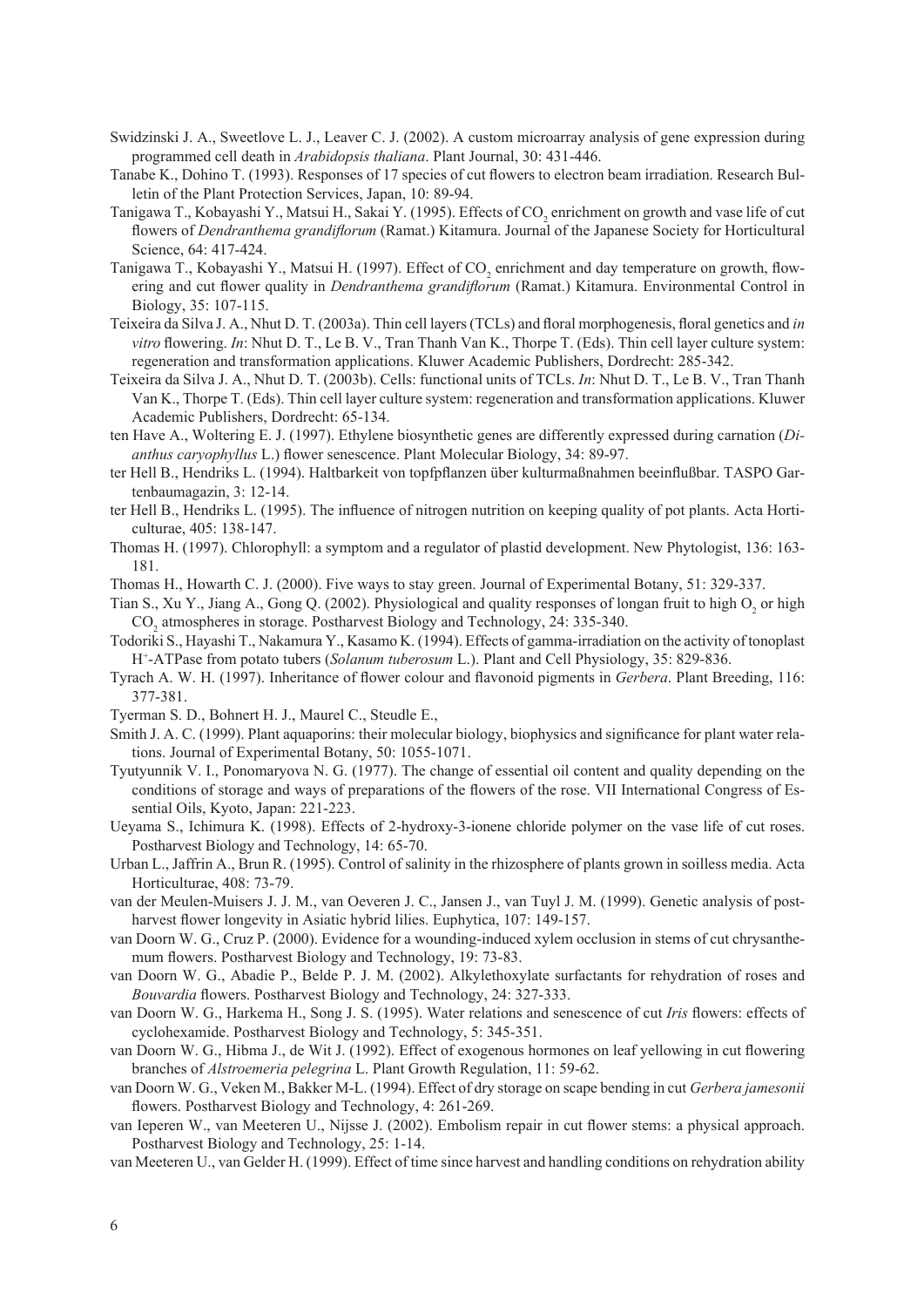Swidzinski J. A., Sweetlove L. J., Leaver C. J. (2002). A custom microarray analysis of gene expression during programmed cell death in *Arabidopsis thaliana*. Plant Journal, 30: 431-446.

Tanabe K., Dohino T. (1993). Responses of 17 species of cut flowers to electron beam irradiation. Research Bulletin of the Plant Protection Services, Japan, 10: 89-94.

Tanigawa T., Kobayashi Y., Matsui H., Sakai Y. (1995). Effects of $CO_2$ enrichment on growth and vase life of cut flowers of *Dendranthema grandiflorum* (Ramat.) Kitamura. Journal of the Japanese Society for Horticultural Science, 64: 417-424.

Tanigawa T., Kobayashi Y., Matsui H. (1997). Effect of $CO_2$ enrichment and day temperature on growth, flowering and cut flower quality in *Dendranthema grandiflorum* (Ramat.) Kitamura. Environmental Control in Biology, 35: 107-115.

Teixeira da Silva J. A., Nhut D. T. (2003a). Thin cell layers (TCLs) and floral morphogenesis, floral genetics and *in vitro* flowering. *In*: Nhut D. T., Le B. V., Tran Thanh Van K., Thorpe T. (Eds). Thin cell layer culture system: regeneration and transformation applications. Kluwer Academic Publishers, Dordrecht: 285-342.

Teixeira da Silva J. A., Nhut D. T. (2003b). Cells: functional units of TCLs. *In*: Nhut D. T., Le B. V., Tran Thanh Van K., Thorpe T. (Eds). Thin cell layer culture system: regeneration and transformation applications. Kluwer Academic Publishers, Dordrecht: 65-134.

ten Have A., Woltering E. J. (1997). Ethylene biosynthetic genes are differently expressed during carnation (*Dianthus caryophyllus* L.) flower senescence. Plant Molecular Biology, 34: 89-97.

ter Hell B., Hendriks L. (1994). Haltbarkeit von topfpflanzen über kulturmaßnahmen beeinflußbar. TASPO Gartenbaumagazin, 3: 12-14.

ter Hell B., Hendriks L. (1995). The influence of nitrogen nutrition on keeping quality of pot plants. Acta Horticulturae, 405: 138-147.

Thomas H. (1997). Chlorophyll: a symptom and a regulator of plastid development. New Phytologist, 136: 163-181.

Thomas H., Howarth C. J. (2000). Five ways to stay green. Journal of Experimental Botany, 51: 329-337.

Tian S., Xu Y., Jiang A., Gong Q. (2002). Physiological and quality responses of longan fruit to high $O_2$ or high $CO_2$ atmospheres in storage. Postharvest Biology and Technology, 24: 335-340.

Todoriki S., Hayashi T., Nakamura Y., Kasamo K. (1994). Effects of gamma-irradiation on the activity of tonoplast $H^+$-ATPase from potato tubers (*Solanum tuberosum* L.). Plant and Cell Physiology, 35: 829-836.

Tyrach A. W. H. (1997). Inheritance of flower colour and flavonoid pigments in *Gerbera*. Plant Breeding, 116: 377-381.

Tyerman S. D., Bohnert H. J., Maurel C., Steudle E.,

Smith J. A. C. (1999). Plant aquaporins: their molecular biology, biophysics and significance for plant water relations. Journal of Experimental Botany, 50: 1055-1071.

Tyutyunnik V. I., Ponomaryova N. G. (1977). The change of essential oil content and quality depending on the conditions of storage and ways of preparations of the flowers of the rose. VII International Congress of Essential Oils, Kyoto, Japan: 221-223.

Ueyama S., Ichimura K. (1998). Effects of 2-hydroxy-3-ionene chloride polymer on the vase life of cut roses. Postharvest Biology and Technology, 14: 65-70.

Urban L., Jaffrin A., Brun R. (1995). Control of salinity in the rhizosphere of plants grown in soilless media. Acta Horticulturae, 408: 73-79.

van der Meulen-Muisers J. J. M., van Oeveren J. C., Jansen J., van Tuyl J. M. (1999). Genetic analysis of postharvest flower longevity in Asiatic hybrid lilies. Euphytica, 107: 149-157.

van Doorn W. G., Cruz P. (2000). Evidence for a wounding-induced xylem occlusion in stems of cut chrysanthemum flowers. Postharvest Biology and Technology, 19: 73-83.

van Doorn W. G., Abadie P., Belde P. J. M. (2002). Alkylethoxylate surfactants for rehydration of roses and *Bouvardia* flowers. Postharvest Biology and Technology, 24: 327-333.

van Doorn W. G., Harkema H., Song J. S. (1995). Water relations and senescence of cut *Iris* flowers: effects of cyclohexamide. Postharvest Biology and Technology, 5: 345-351.

van Doorn W. G., Hibma J., de Wit J. (1992). Effect of exogenous hormones on leaf yellowing in cut flowering branches of *Alstroemeria pelegrina* L. Plant Growth Regulation, 11: 59-62.

van Doorn W. G., Veken M., Bakker M-L. (1994). Effect of dry storage on scape bending in cut *Gerbera jamesonii* flowers. Postharvest Biology and Technology, 4: 261-269.

van Ieperen W., van Meeteren U., Nijsse J. (2002). Embolism repair in cut flower stems: a physical approach. Postharvest Biology and Technology, 25: 1-14.

van Meeteren U., van Gelder H. (1999). Effect of time since harvest and handling conditions on rehydration ability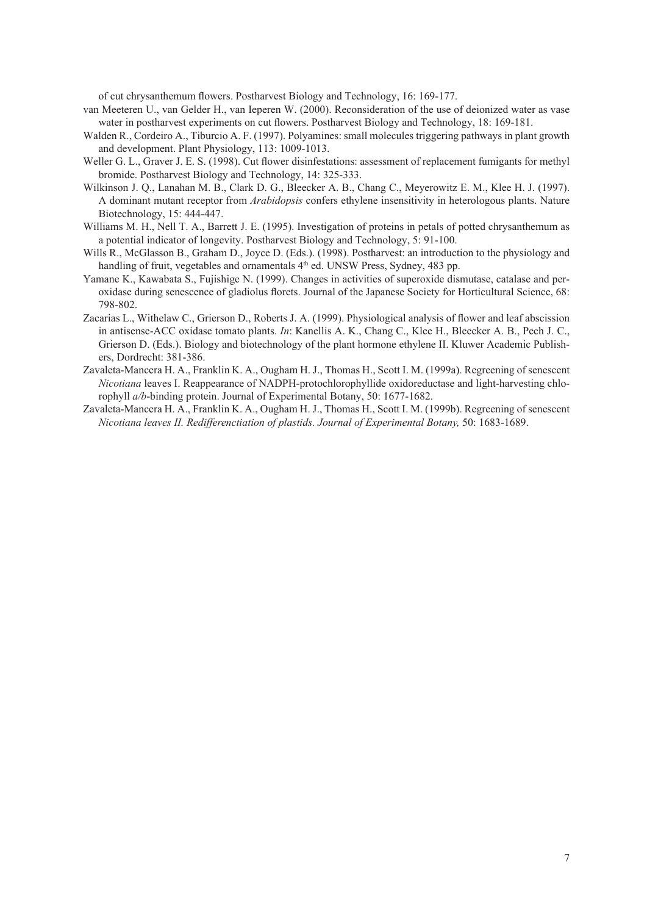of cut chrysanthemum flowers. Postharvest Biology and Technology, 16: 169-177.

van Meeteren U., van Gelder H., van Ieperen W. (2000). Reconsideration of the use of deionized water as vase water in postharvest experiments on cut flowers. Postharvest Biology and Technology, 18: 169-181.

Walden R., Cordeiro A., Tiburcio A. F. (1997). Polyamines: small molecules triggering pathways in plant growth and development. Plant Physiology, 113: 1009-1013.

Weller G. L., Graver J. E. S. (1998). Cut flower disinfestations: assessment of replacement fumigants for methyl bromide. Postharvest Biology and Technology, 14: 325-333.

Wilkinson J. Q., Lanahan M. B., Clark D. G., Bleecker A. B., Chang C., Meyerowitz E. M., Klee H. J. (1997). A dominant mutant receptor from *Arabidopsis* confers ethylene insensitivity in heterologous plants. Nature Biotechnology, 15: 444-447.

Williams M. H., Nell T. A., Barrett J. E. (1995). Investigation of proteins in petals of potted chrysanthemum as a potential indicator of longevity. Postharvest Biology and Technology, 5: 91-100.

Wills R., McGlasson B., Graham D., Joyce D. (Eds.). (1998). Postharvest: an introduction to the physiology and handling of fruit, vegetables and ornamentals 4th ed. UNSW Press, Sydney, 483 pp.

Yamane K., Kawabata S., Fujishige N. (1999). Changes in activities of superoxide dismutase, catalase and peroxidase during senescence of gladiolus florets. Journal of the Japanese Society for Horticultural Science, 68: 798-802.

Zacarias L., Withelaw C., Grierson D., Roberts J. A. (1999). Physiological analysis of flower and leaf abscission in antisense-ACC oxidase tomato plants. *In*: Kanellis A. K., Chang C., Klee H., Bleecker A. B., Pech J. C., Grierson D. (Eds.). Biology and biotechnology of the plant hormone ethylene II. Kluwer Academic Publishers, Dordrecht: 381-386.

Zavaleta-Mancera H. A., Franklin K. A., Ougham H. J., Thomas H., Scott I. M. (1999a). Regreening of senescent *Nicotiana* leaves I. Reappearance of NADPH-protochlorophyllide oxidoreductase and light-harvesting chlorophyll *a/b*-binding protein. Journal of Experimental Botany, 50: 1677-1682.

Zavaleta-Mancera H. A., Franklin K. A., Ougham H. J., Thomas H., Scott I. M. (1999b). Regreening of senescent *Nicotiana leaves II. Redifferenctiation of plastids. Journal of Experimental Botany,* 50: 1683-1689.